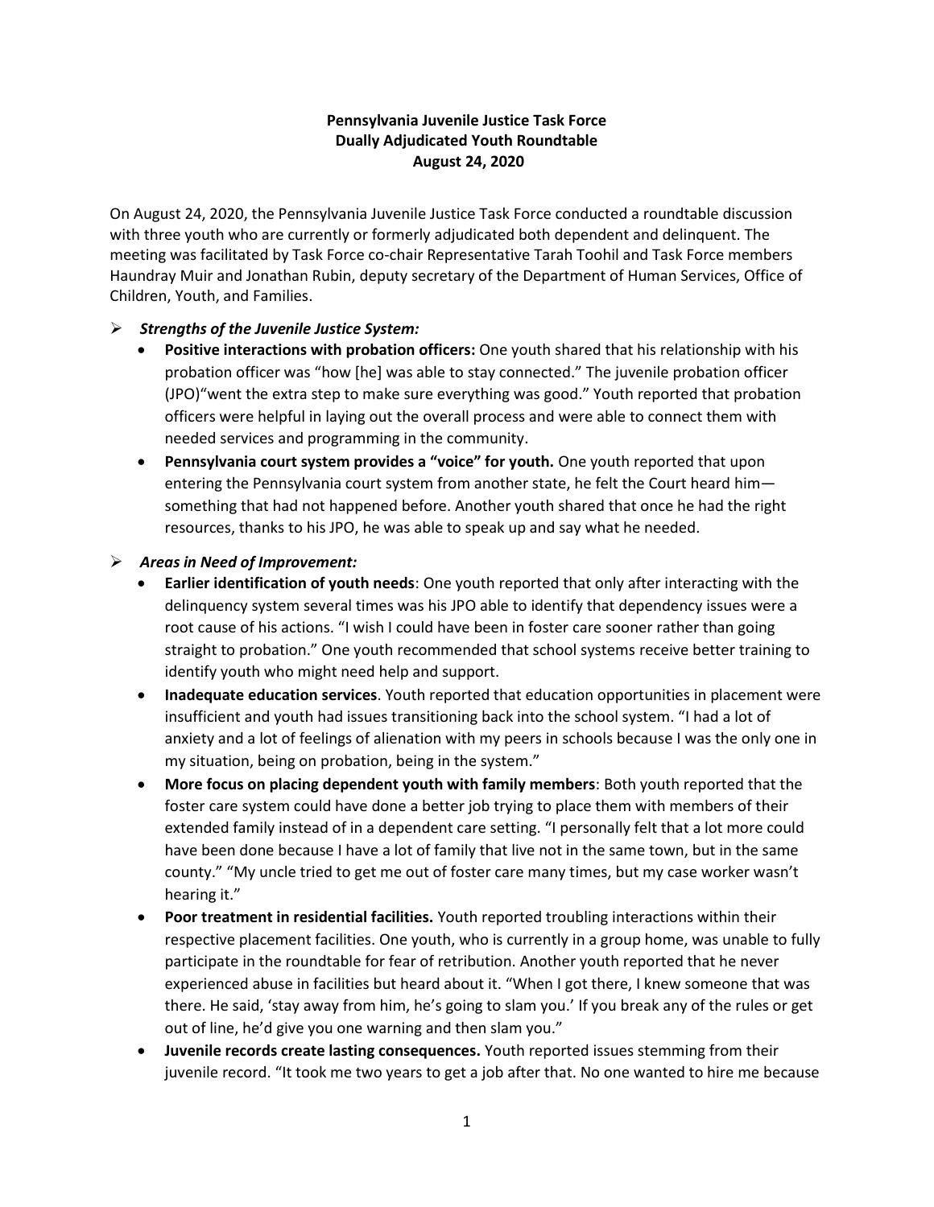**Pennsylvania Juvenile Justice Task Force**
**Dually Adjudicated Youth Roundtable**
**August 24, 2020**

On August 24, 2020, the Pennsylvania Juvenile Justice Task Force conducted a roundtable discussion with three youth who are currently or formerly adjudicated both dependent and delinquent. The meeting was facilitated by Task Force co-chair Representative Tarah Toohil and Task Force members Haundray Muir and Jonathan Rubin, deputy secretary of the Department of Human Services, Office of Children, Youth, and Families.

- ***Strengths of the Juvenile Justice System:***
  - **Positive interactions with probation officers:** One youth shared that his relationship with his probation officer was "how [he] was able to stay connected." The juvenile probation officer (JPO)"went the extra step to make sure everything was good." Youth reported that probation officers were helpful in laying out the overall process and were able to connect them with needed services and programming in the community.
  - **Pennsylvania court system provides a "voice" for youth.** One youth reported that upon entering the Pennsylvania court system from another state, he felt the Court heard him—something that had not happened before. Another youth shared that once he had the right resources, thanks to his JPO, he was able to speak up and say what he needed.

- ***Areas in Need of Improvement:***
  - **Earlier identification of youth needs**: One youth reported that only after interacting with the delinquency system several times was his JPO able to identify that dependency issues were a root cause of his actions. "I wish I could have been in foster care sooner rather than going straight to probation." One youth recommended that school systems receive better training to identify youth who might need help and support.
  - **Inadequate education services**. Youth reported that education opportunities in placement were insufficient and youth had issues transitioning back into the school system. "I had a lot of anxiety and a lot of feelings of alienation with my peers in schools because I was the only one in my situation, being on probation, being in the system."
  - **More focus on placing dependent youth with family members**: Both youth reported that the foster care system could have done a better job trying to place them with members of their extended family instead of in a dependent care setting. "I personally felt that a lot more could have been done because I have a lot of family that live not in the same town, but in the same county." "My uncle tried to get me out of foster care many times, but my case worker wasn't hearing it."
  - **Poor treatment in residential facilities.** Youth reported troubling interactions within their respective placement facilities. One youth, who is currently in a group home, was unable to fully participate in the roundtable for fear of retribution. Another youth reported that he never experienced abuse in facilities but heard about it. "When I got there, I knew someone that was there. He said, 'stay away from him, he's going to slam you.' If you break any of the rules or get out of line, he'd give you one warning and then slam you."
  - **Juvenile records create lasting consequences.** Youth reported issues stemming from their juvenile record. "It took me two years to get a job after that. No one wanted to hire me because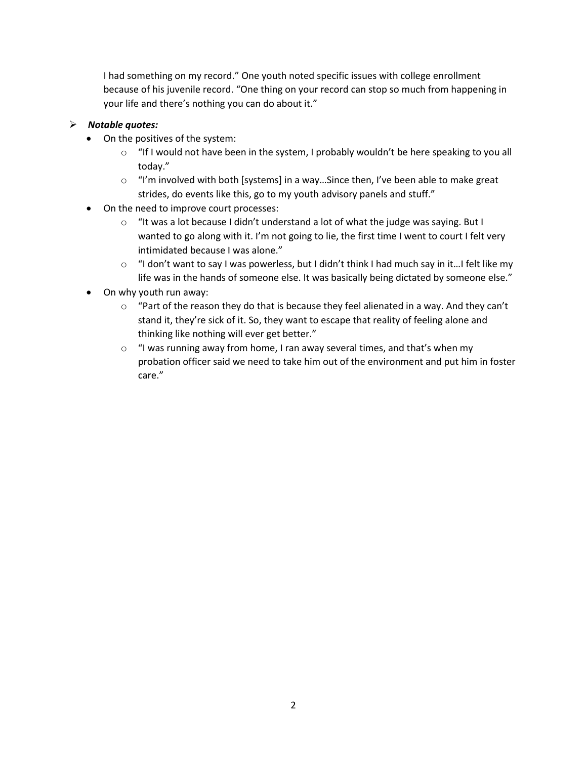I had something on my record." One youth noted specific issues with college enrollment because of his juvenile record. "One thing on your record can stop so much from happening in your life and there's nothing you can do about it."

- ***Notable quotes:***
  - On the positives of the system:
    - "If I would not have been in the system, I probably wouldn't be here speaking to you all today."
    - "I'm involved with both [systems] in a way…Since then, I've been able to make great strides, do events like this, go to my youth advisory panels and stuff."
  - On the need to improve court processes:
    - "It was a lot because I didn't understand a lot of what the judge was saying. But I wanted to go along with it. I'm not going to lie, the first time I went to court I felt very intimidated because I was alone."
    - "I don't want to say I was powerless, but I didn't think I had much say in it…I felt like my life was in the hands of someone else. It was basically being dictated by someone else."
  - On why youth run away:
    - "Part of the reason they do that is because they feel alienated in a way. And they can't stand it, they're sick of it. So, they want to escape that reality of feeling alone and thinking like nothing will ever get better."
    - "I was running away from home, I ran away several times, and that's when my probation officer said we need to take him out of the environment and put him in foster care."